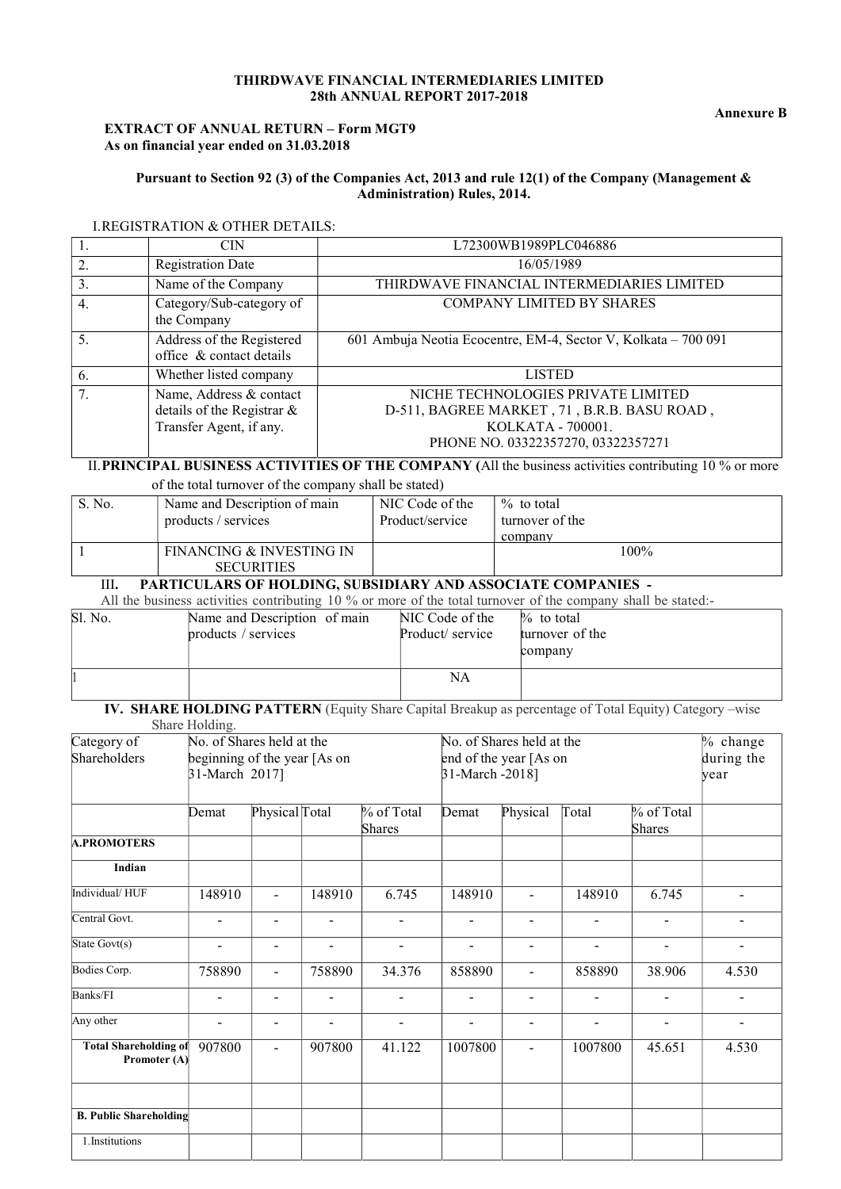**THIRDWAVE FINANCIAL INTERMEDIARIES LIMITED**
**28th ANNUAL REPORT 2017-2018**

**Annexure B**

**EXTRACT OF ANNUAL RETURN – Form MGT9**
**As on financial year ended on 31.03.2018**

**Pursuant to Section 92 (3) of the Companies Act, 2013 and rule 12(1) of the Company (Management & Administration) Rules, 2014.**

I. REGISTRATION & OTHER DETAILS:

| | | |
|---|---|---|
| 1. | CIN | L72300WB1989PLC046886 |
| 2. | Registration Date | 16/05/1989 |
| 3. | Name of the Company | THIRDWAVE FINANCIAL INTERMEDIARIES LIMITED |
| 4. | Category/Sub-category of the Company | COMPANY LIMITED BY SHARES |
| 5. | Address of the Registered office & contact details | 601 Ambuja Neotia Ecocentre, EM-4, Sector V, Kolkata – 700 091 |
| 6. | Whether listed company | LISTED |
| 7. | Name, Address & contact details of the Registrar & Transfer Agent, if any. | NICHE TECHNOLOGIES PRIVATE LIMITED<br>D-511, BAGREE MARKET , 71 , B.R.B. BASU ROAD ,<br>KOLKATA - 700001.<br>PHONE NO. 03322357270, 03322357271 |

II. **PRINCIPAL BUSINESS ACTIVITIES OF THE COMPANY (**All the business activities contributing 10 % or more of the total turnover of the company shall be stated)

| S. No. | Name and Description of main products / services | NIC Code of the Product/service | % to total turnover of the company |
|---|---|---|---|
| 1 | FINANCING & INVESTING IN SECURITIES | | 100% |

III. **PARTICULARS OF HOLDING, SUBSIDIARY AND ASSOCIATE COMPANIES -**

All the business activities contributing 10 % or more of the total turnover of the company shall be stated:-

| Sl. No. | Name and Description of main products / services | NIC Code of the Product/ service | % to total turnover of the company |
|---|---|---|---|
| 1 | | NA | |

**IV. SHARE HOLDING PATTERN** (Equity Share Capital Breakup as percentage of Total Equity) Category –wise Share Holding.

| Category of Shareholders | No. of Shares held at the beginning of the year [As on 31-March 2017] | | | | No. of Shares held at the end of the year [As on 31-March -2018] | | | | % change during the year |
|---|---|---|---|---|---|---|---|---|---|
| | Demat | Physical | Total | % of Total Shares | Demat | Physical | Total | % of Total Shares | |
| **A.PROMOTERS** | | | | | | | | | |
| **Indian** | | | | | | | | | |
| Individual/ HUF | 148910 | - | 148910 | 6.745 | 148910 | - | 148910 | 6.745 | - |
| Central Govt. | - | - | - | - | - | - | - | - | - |
| State Govt(s) | - | - | - | - | - | - | - | - | - |
| Bodies Corp. | 758890 | - | 758890 | 34.376 | 858890 | - | 858890 | 38.906 | 4.530 |
| Banks/FI | - | - | - | - | - | - | - | - | - |
| Any other | - | - | - | - | - | - | - | - | - |
| **Total Shareholding of Promoter (A)** | 907800 | - | 907800 | 41.122 | 1007800 | - | 1007800 | 45.651 | 4.530 |
| | | | | | | | | | |
| **B. Public Shareholding** | | | | | | | | | |
| 1.Institutions | | | | | | | | | |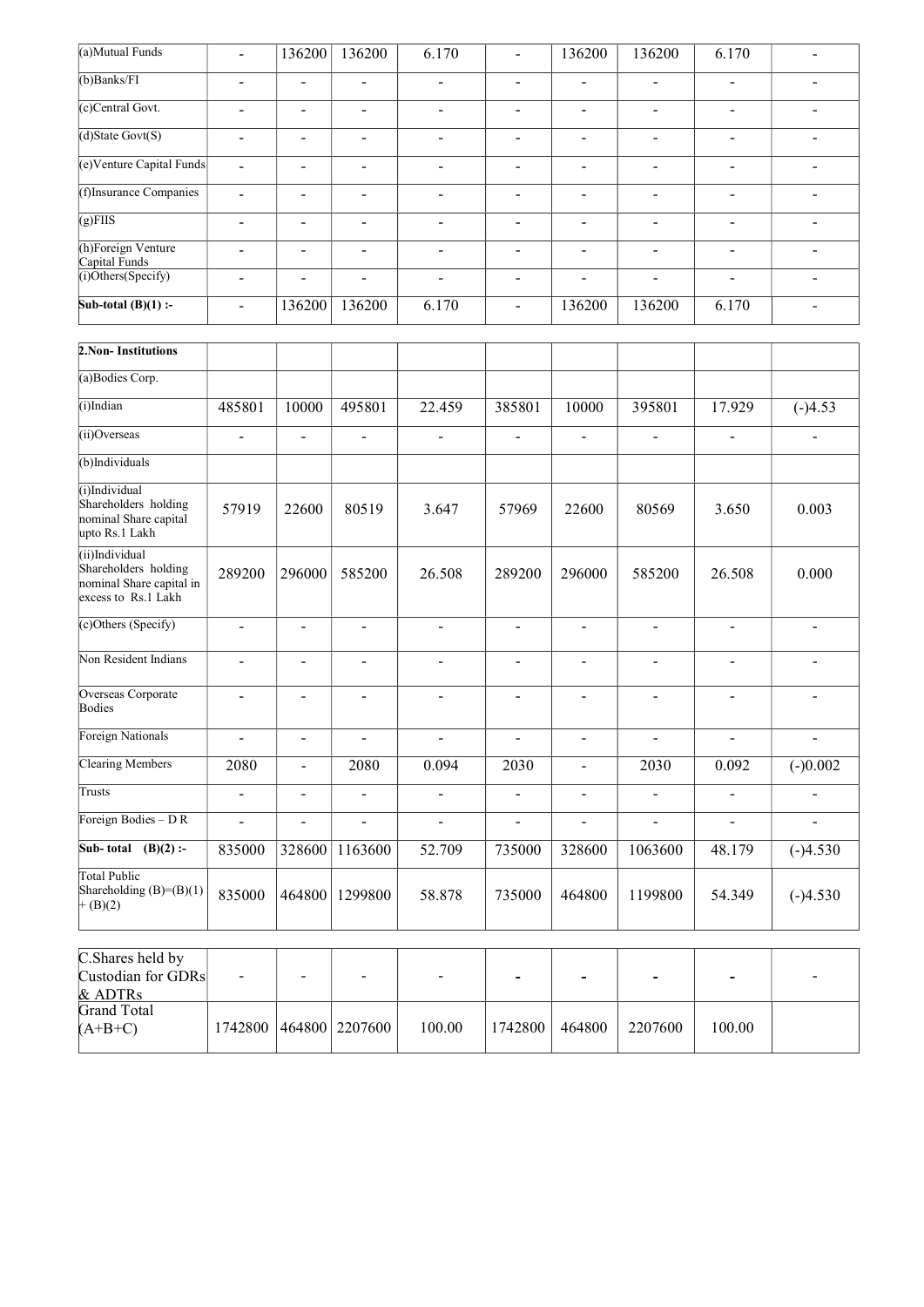| (a)Mutual Funds | - | 136200 | 136200 | 6.170 | - | 136200 | 136200 | 6.170 | - |
|---|---|---|---|---|---|---|---|---|---|
| (b)Banks/FI | - | - | - | - | - | - | - | - | - |
| (c)Central Govt. | - | - | - | - | - | - | - | - | - |
| (d)State Govt(S) | - | - | - | - | - | - | - | - | - |
| (e)Venture Capital Funds | - | - | - | - | - | - | - | - | - |
| (f)Insurance Companies | - | - | - | - | - | - | - | - | - |
| (g)FIIS | - | - | - | - | - | - | - | - | - |
| (h)Foreign Venture Capital Funds | - | - | - | - | - | - | - | - | - |
| (i)Others(Specify) | - | - | - | - | - | - | - | - | - |
| **Sub-total (B)(1) :-** | - | 136200 | 136200 | 6.170 | - | 136200 | 136200 | 6.170 | - |

| **2.Non- Institutions** | | | | | | | | | |
|---|---|---|---|---|---|---|---|---|---|
| (a)Bodies Corp. | | | | | | | | | |
| (i)Indian | 485801 | 10000 | 495801 | 22.459 | 385801 | 10000 | 395801 | 17.929 | (-)4.53 |
| (ii)Overseas | - | - | - | - | - | - | - | - | - |
| (b)Individuals | | | | | | | | | |
| (i)Individual Shareholders holding nominal Share capital upto Rs.1 Lakh | 57919 | 22600 | 80519 | 3.647 | 57969 | 22600 | 80569 | 3.650 | 0.003 |
| (ii)Individual Shareholders holding nominal Share capital in excess to Rs.1 Lakh | 289200 | 296000 | 585200 | 26.508 | 289200 | 296000 | 585200 | 26.508 | 0.000 |
| (c)Others (Specify) | - | - | - | - | - | - | - | - | - |
| Non Resident Indians | - | - | - | - | - | - | - | - | - |
| Overseas Corporate Bodies | - | - | - | - | - | - | - | - | - |
| Foreign Nationals | - | - | - | - | - | - | - | - | - |
| Clearing Members | 2080 | - | 2080 | 0.094 | 2030 | - | 2030 | 0.092 | (-)0.002 |
| Trusts | - | - | - | - | - | - | - | - | - |
| Foreign Bodies – D R | - | - | - | - | - | - | - | - | - |
| **Sub- total (B)(2) :-** | 835000 | 328600 | 1163600 | 52.709 | 735000 | 328600 | 1063600 | 48.179 | (-)4.530 |
| Total Public Shareholding (B)=(B)(1) + (B)(2) | 835000 | 464800 | 1299800 | 58.878 | 735000 | 464800 | 1199800 | 54.349 | (-)4.530 |

| C.Shares held by Custodian for GDRs & ADTRs | - | - | - | - | - | - | - | - | - |
|---|---|---|---|---|---|---|---|---|---|
| Grand Total (A+B+C) | 1742800 | 464800 | 2207600 | 100.00 | 1742800 | 464800 | 2207600 | 100.00 | |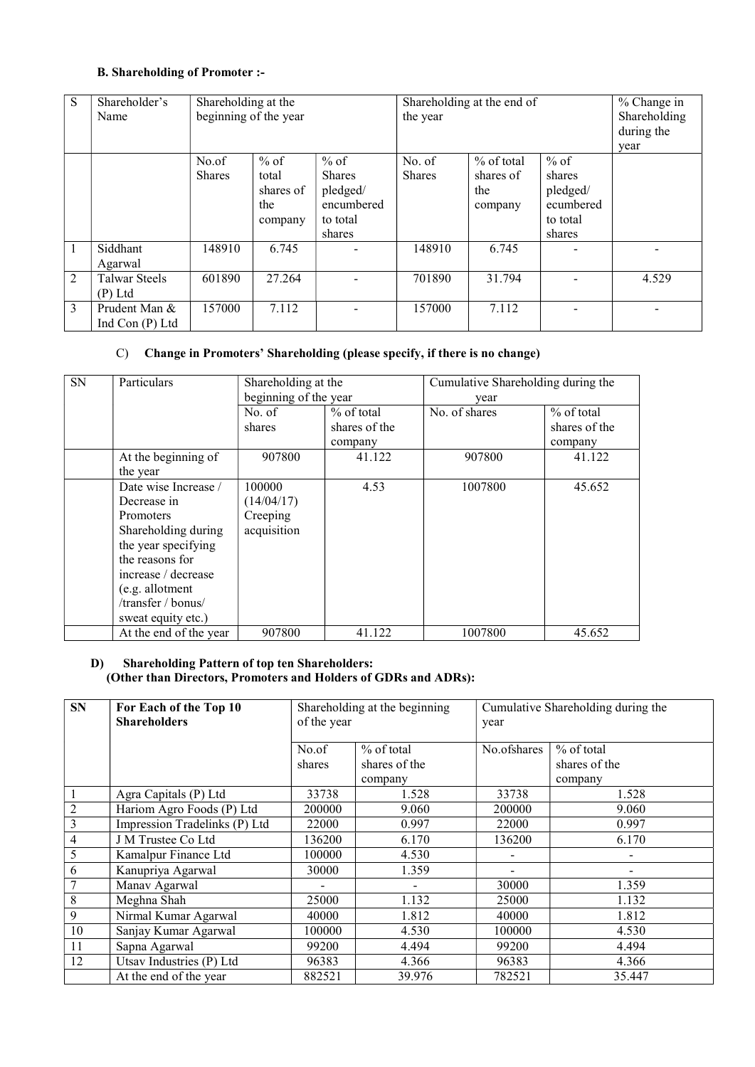### B. Shareholding of Promoter :-

| S | Shareholder's Name | Shareholding at the beginning of the year | | | Shareholding at the end of the year | | | % Change in Shareholding during the year |
|---|---|---|---|---|---|---|---|---|
| | | No.of Shares | % of total shares of the company | % of Shares pledged/ encumbered to total shares | No. of Shares | % of total shares of the company | % of shares pledged/ ecumbered to total shares | |
| 1 | Siddhant Agarwal | 148910 | 6.745 | - | 148910 | 6.745 | - | - |
| 2 | Talwar Steels (P) Ltd | 601890 | 27.264 | - | 701890 | 31.794 | - | 4.529 |
| 3 | Prudent Man & Ind Con (P) Ltd | 157000 | 7.112 | - | 157000 | 7.112 | - | - |

### C) Change in Promoters' Shareholding (please specify, if there is no change)

| SN | Particulars | Shareholding at the beginning of the year | | Cumulative Shareholding during the year | |
|---|---|---|---|---|---|
| | | No. of shares | % of total shares of the company | No. of shares | % of total shares of the company |
| | At the beginning of the year | 907800 | 41.122 | 907800 | 41.122 |
| | Date wise Increase / Decrease in Promoters Shareholding during the year specifying the reasons for increase / decrease (e.g. allotment /transfer / bonus/ sweat equity etc.) | 100000 (14/04/17) Creeping acquisition | 4.53 | 1007800 | 45.652 |
| | At the end of the year | 907800 | 41.122 | 1007800 | 45.652 |

### D) Shareholding Pattern of top ten Shareholders: (Other than Directors, Promoters and Holders of GDRs and ADRs):

| SN | For Each of the Top 10 Shareholders | Shareholding at the beginning of the year | | Cumulative Shareholding during the year | |
|---|---|---|---|---|---|
| | | No.of shares | % of total shares of the company | No.ofshares | % of total shares of the company |
| 1 | Agra Capitals (P) Ltd | 33738 | 1.528 | 33738 | 1.528 |
| 2 | Hariom Agro Foods (P) Ltd | 200000 | 9.060 | 200000 | 9.060 |
| 3 | Impression Tradelinks (P) Ltd | 22000 | 0.997 | 22000 | 0.997 |
| 4 | J M Trustee Co Ltd | 136200 | 6.170 | 136200 | 6.170 |
| 5 | Kamalpur Finance Ltd | 100000 | 4.530 | - | - |
| 6 | Kanupriya Agarwal | 30000 | 1.359 | - | - |
| 7 | Manav Agarwal | - | - | 30000 | 1.359 |
| 8 | Meghna Shah | 25000 | 1.132 | 25000 | 1.132 |
| 9 | Nirmal Kumar Agarwal | 40000 | 1.812 | 40000 | 1.812 |
| 10 | Sanjay Kumar Agarwal | 100000 | 4.530 | 100000 | 4.530 |
| 11 | Sapna Agarwal | 99200 | 4.494 | 99200 | 4.494 |
| 12 | Utsav Industries (P) Ltd | 96383 | 4.366 | 96383 | 4.366 |
| | At the end of the year | 882521 | 39.976 | 782521 | 35.447 |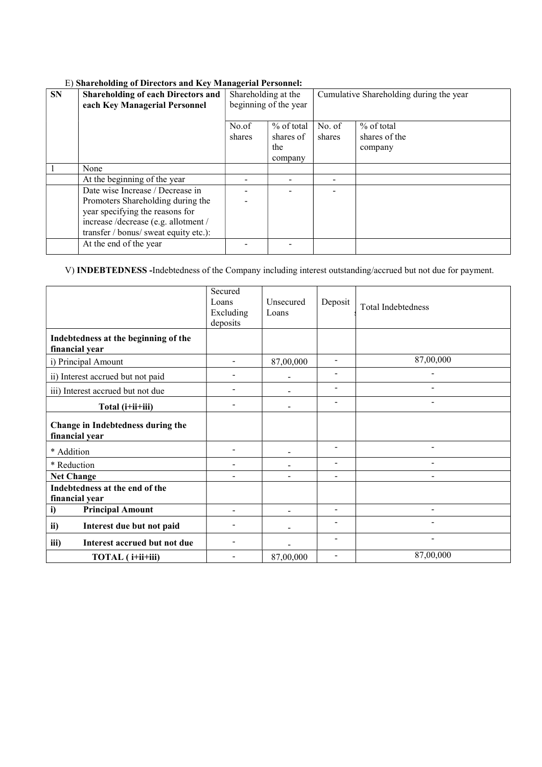E) **Shareholding of Directors and Key Managerial Personnel:**

| SN | Shareholding of each Directors and each Key Managerial Personnel | Shareholding at the beginning of the year | | Cumulative Shareholding during the year | |
|---|---|---|---|---|---|
| | | No.of shares | % of total shares of the company | No. of shares | % of total shares of the company |
| 1 | None | | | | |
| | At the beginning of the year | - | - | - | |
| | Date wise Increase / Decrease in Promoters Shareholding during the year specifying the reasons for increase /decrease (e.g. allotment / transfer / bonus/ sweat equity etc.): | - - | - | - | |
| | At the end of the year | - | - | | |

V) **INDEBTEDNESS -**Indebtedness of the Company including interest outstanding/accrued but not due for payment.

| | Secured Loans Excluding deposits | Unsecured Loans | Deposit | Total Indebtedness |
|---|---|---|---|---|
| **Indebtedness at the beginning of the financial year** | | | | |
| i) Principal Amount | - | 87,00,000 | - | 87,00,000 |
| ii) Interest accrued but not paid | - | - | - | - |
| iii) Interest accrued but not due | - | - | - | - |
| **Total (i+ii+iii)** | - | - | - | - |
| **Change in Indebtedness during the financial year** | | | | |
| * Addition | - | - | - | - |
| * Reduction | - | - | - | - |
| **Net Change** | - | - | - | - |
| **Indebtedness at the end of the financial year** | | | | |
| **i) Principal Amount** | - | - | - | - |
| **ii) Interest due but not paid** | - | - | - | - |
| **iii) Interest accrued but not due** | - | - | - | - |
| **TOTAL ( i+ii+iii)** | - | 87,00,000 | - | 87,00,000 |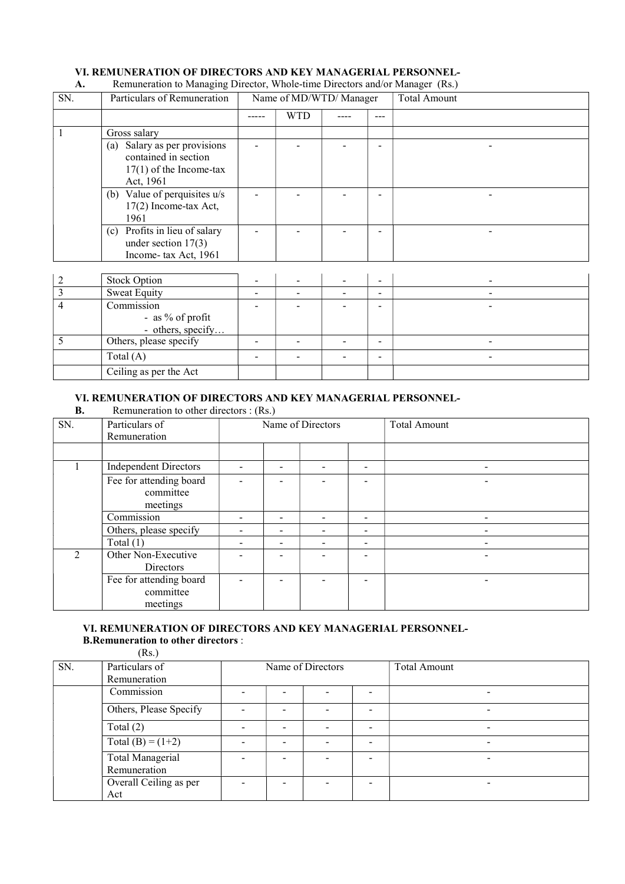### VI. REMUNERATION OF DIRECTORS AND KEY MANAGERIAL PERSONNEL-

**A.** Remuneration to Managing Director, Whole-time Directors and/or Manager (Rs.)

| SN. | Particulars of Remuneration | Name of MD/WTD/ Manager | | | | Total Amount |
|---|---|---|---|---|---|---|
| | | ----- | WTD | ---- | --- | |
| 1 | Gross salary | | | | | |
| | (a) Salary as per provisions contained in section 17(1) of the Income-tax Act, 1961 | - | - | - | - | - |
| | (b) Value of perquisites u/s 17(2) Income-tax Act, 1961 | - | - | - | - | - |
| | (c) Profits in lieu of salary under section 17(3) Income- tax Act, 1961 | - | - | - | - | - |
| 2 | Stock Option | - | - | - | - | - |
| 3 | Sweat Equity | - | - | - | - | - |
| 4 | Commission<br>- as % of profit<br>- others, specify… | - | - | - | - | - |
| 5 | Others, please specify | - | - | - | - | - |
| | Total (A) | - | - | - | - | - |
| | Ceiling as per the Act | | | | | |

### VI. REMUNERATION OF DIRECTORS AND KEY MANAGERIAL PERSONNEL-

**B.** Remuneration to other directors : (Rs.)

| SN. | Particulars of Remuneration | Name of Directors | | | | Total Amount |
|---|---|---|---|---|---|---|
| | | | | | | |
| 1 | Independent Directors | - | - | - | - | - |
| | Fee for attending board committee meetings | - | - | - | - | - |
| | Commission | - | - | - | - | - |
| | Others, please specify | - | - | - | - | - |
| | Total (1) | - | - | - | - | - |
| 2 | Other Non-Executive Directors | - | - | - | - | - |
| | Fee for attending board committee meetings | - | - | - | - | - |

### VI. REMUNERATION OF DIRECTORS AND KEY MANAGERIAL PERSONNEL-

**B.Remuneration to other directors** :

(Rs.)

| SN. | Particulars of Remuneration | Name of Directors | | | | Total Amount |
|---|---|---|---|---|---|---|
| | Commission | - | - | - | - | - |
| | Others, Please Specify | - | - | - | - | - |
| | Total (2) | - | - | - | - | - |
| | Total (B) = (1+2) | - | - | - | - | - |
| | Total Managerial Remuneration | - | - | - | - | - |
| | Overall Ceiling as per Act | - | - | - | - | - |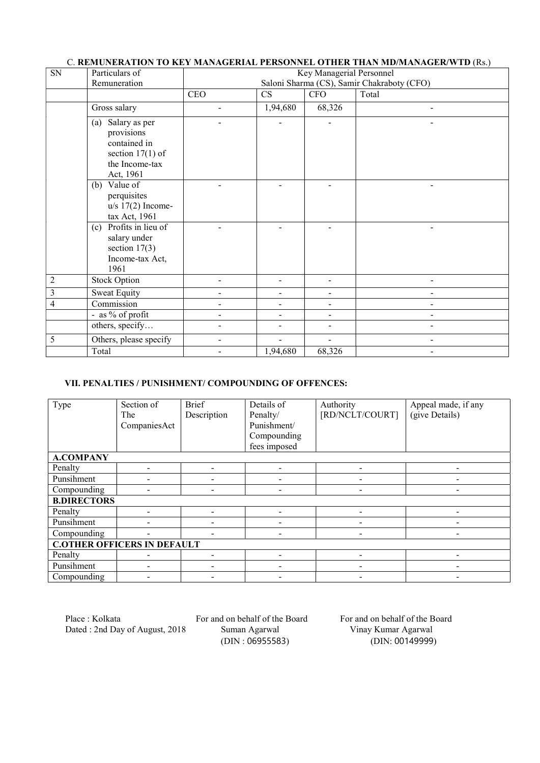### C. REMUNERATION TO KEY MANAGERIAL PERSONNEL OTHER THAN MD/MANAGER/WTD (Rs.)

| SN | Particulars of Remuneration | Key Managerial Personnel Saloni Sharma (CS), Samir Chakraboty (CFO) | | | |
|---|---|---|---|---|---|
| | | CEO | CS | CFO | Total |
| | Gross salary | - | 1,94,680 | 68,326 | - |
| | (a) Salary as per provisions contained in section 17(1) of the Income-tax Act, 1961 | - | - | - | - |
| | (b) Value of perquisites u/s 17(2) Income-tax Act, 1961 | - | - | - | - |
| | (c) Profits in lieu of salary under section 17(3) Income-tax Act, 1961 | - | - | - | - |
| 2 | Stock Option | - | - | - | - |
| 3 | Sweat Equity | - | - | - | - |
| 4 | Commission | - | - | - | - |
| | - as % of profit | - | - | - | - |
| | others, specify… | - | - | - | - |
| 5 | Others, please specify | - | - | - | - |
| | Total | - | 1,94,680 | 68,326 | - |

### VII. PENALTIES / PUNISHMENT/ COMPOUNDING OF OFFENCES:

| Type | Section of The CompaniesAct | Brief Description | Details of Penalty/ Punishment/ Compounding fees imposed | Authority [RD/NCLT/COURT] | Appeal made, if any (give Details) |
|---|---|---|---|---|---|
| **A.COMPANY** | | | | | |
| Penalty | - | - | - | - | - |
| Punsihment | - | - | - | - | - |
| Compounding | - | - | - | - | - |
| **B.DIRECTORS** | | | | | |
| Penalty | - | - | - | - | - |
| Punsihment | - | - | - | - | - |
| Compounding | - | - | - | - | - |
| **C.OTHER OFFICERS IN DEFAULT** | | | | | |
| Penalty | - | - | - | - | - |
| Punsihment | - | - | - | - | - |
| Compounding | - | - | - | - | - |

Place : Kolkata
Dated : 2nd Day of August, 2018

For and on behalf of the Board
Suman Agarwal
(DIN : 06955583)

For and on behalf of the Board
Vinay Kumar Agarwal
(DIN: 00149999)